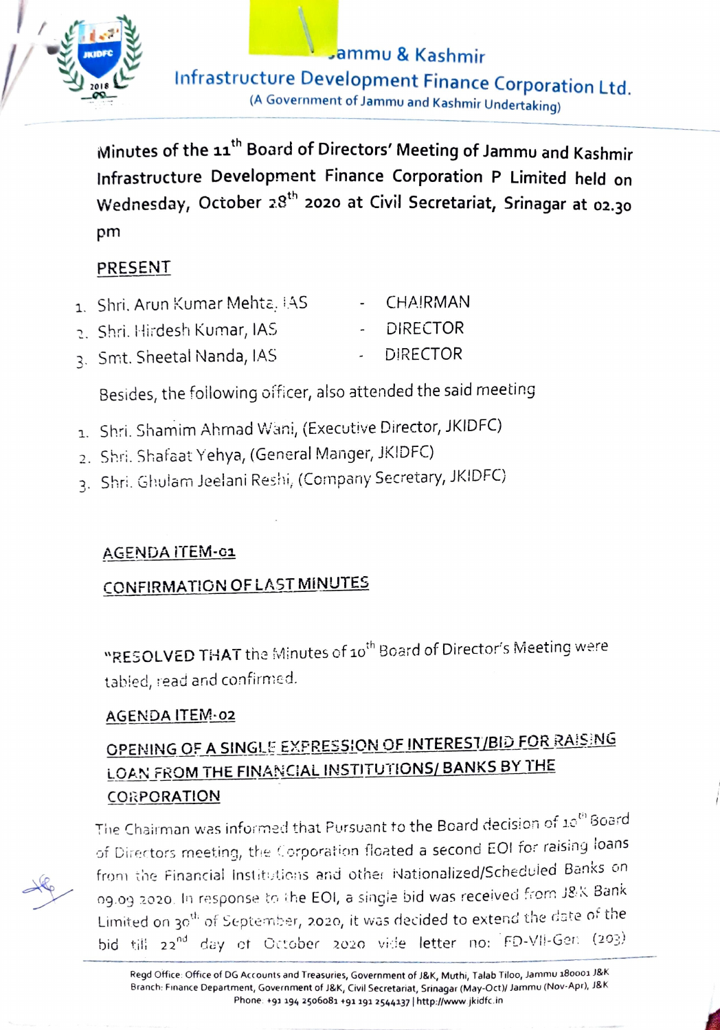Jammu & Kashmir

Infrastructure Development Finance Corporation Ltd.

(A Government of Jammu and Kashmir Undertaking)

**Minutes of the 11th Board of Directors' Meeting of Jammu and Kashmir Infrastructure Development Finance Corporation P Limited held on Wednesday, October 28th 2020 at Civil Secretariat, Srinagar at 02.30 pm**

**PRESENT**

1. Shri. Arun Kumar Mehta, IAS - CHAIRMAN
2. Shri. Hirdesh Kumar, IAS - DIRECTOR
3. Smt. Sheetal Nanda, IAS - DIRECTOR

Besides, the following officer, also attended the said meeting

1. Shri. Shamim Ahmad Wani, (Executive Director, JKIDFC)
2. Shri. Shafaat Yehya, (General Manger, JKIDFC)
3. Shri. Ghulam Jeelani Reshi, (Company Secretary, JKIDFC)

**AGENDA ITEM-01**

**CONFIRMATION OF LAST MINUTES**

"**RESOLVED THAT** the Minutes of 10th Board of Director's Meeting were tabled, read and confirmed.

**AGENDA ITEM-02**

**OPENING OF A SINGLE EXPRESSION OF INTEREST/BID FOR RAISING LOAN FROM THE FINANCIAL INSTITUTIONS/ BANKS BY THE CORPORATION**

The Chairman was informed that Pursuant to the Board decision of 10th Board of Directors meeting, the Corporation floated a second EOI for raising loans from the Financial Institutions and other Nationalized/Scheduled Banks on 09.09.2020. In response to the EOI, a single bid was received from J&K Bank Limited on 30th of September, 2020, it was decided to extend the date of the bid till 22nd day of October 2020 vide letter no: FD-VII-Gen (203)

Regd Office: Office of DG Accounts and Treasuries, Government of J&K, Muthi, Talab Tiloo, Jammu 180001 J&K
Branch: Finance Department, Government of J&K, Civil Secretariat, Srinagar (May-Oct)/ Jammu (Nov-Apr), J&K
Phone: +91 194 2506081 +91 191 2544137 | http://www.jkidfc.in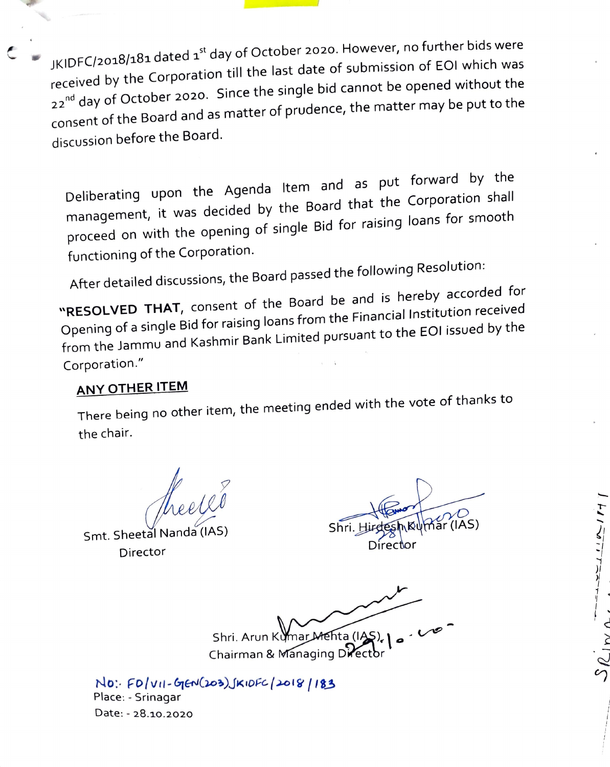JKIDFC/2018/181 dated 1st day of October 2020. However, no further bids were received by the Corporation till the last date of submission of EOI which was 22nd day of October 2020. Since the single bid cannot be opened without the consent of the Board and as matter of prudence, the matter may be put to the discussion before the Board.

Deliberating upon the Agenda Item and as put forward by the management, it was decided by the Board that the Corporation shall proceed on with the opening of single Bid for raising loans for smooth functioning of the Corporation.

After detailed discussions, the Board passed the following Resolution:

"**RESOLVED THAT**, consent of the Board be and is hereby accorded for Opening of a single Bid for raising loans from the Financial Institution received from the Jammu and Kashmir Bank Limited pursuant to the EOI issued by the Corporation."

**ANY OTHER ITEM**

There being no other item, the meeting ended with the vote of thanks to the chair.

Smt. Sheetal Nanda (IAS)
Director

Shri. Hirdesh Kumar (IAS)
Director

28.10.2020

Shri. Arun Kumar Mehta (IAS)
Chairman & Managing Director

29.10.20

No:- FD/VII-GEN(203)JKIDFC/2018/183
Place: - Srinagar
Date: - 28.10.2020